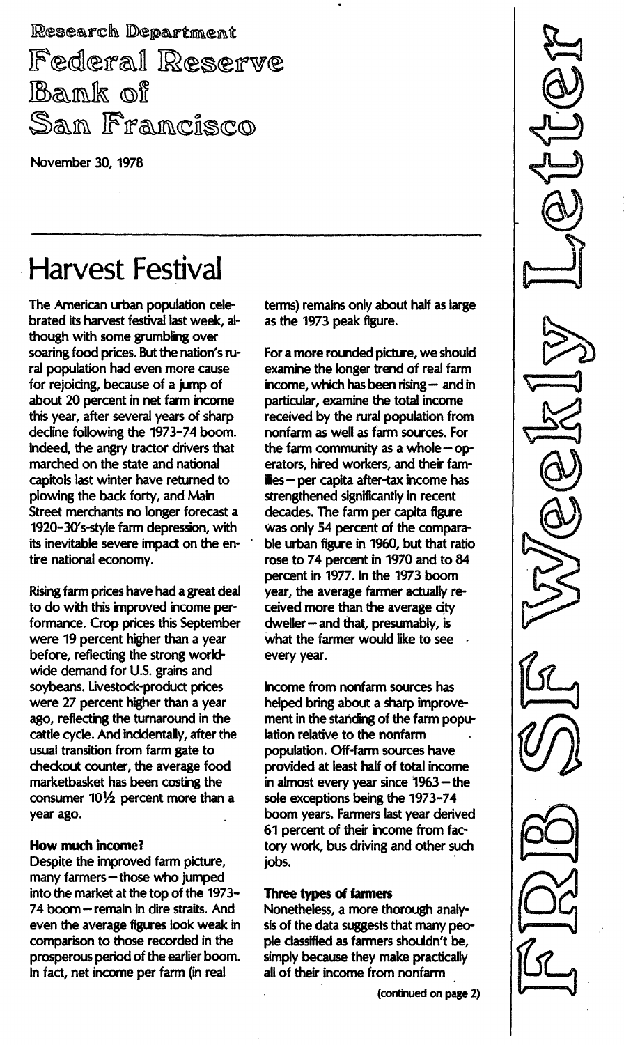Research Department

Federal Reserve Bank of San Francisco

November 30, 1978

FRB SF Weekly Letter

# Harvest Festival

The American urban population celebrated its harvest festival last week, although with some grumbling over soaring food prices. But the nation's rural population had even more cause for rejoicing, because of a jump of about 20 percent in net farm income this year, after several years of sharp decline following the 1973-74 boom. Indeed, the angry tractor drivers that marched on the state and national capitols last winter have returned to plowing the back forty, and Main Street merchants no longer forecast a 1920-30's-style farm depression, with its inevitable severe impact on the entire national economy.

Rising farm prices have had a great deal to do with this improved income performance. Crop prices this September were 19 percent higher than a year before, reflecting the strong worldwide demand for U.S. grains and soybeans. Livestock-product prices were 27 percent higher than a year ago, reflecting the turnaround in the cattle cycle. And incidentally, after the usual transition from farm gate to checkout counter, the average food marketbasket has been costing the consumer 10½ percent more than a year ago.

**How much income?**

Despite the improved farm picture, many farmers—those who jumped into the market at the top of the 1973-74 boom—remain in dire straits. And even the average figures look weak in comparison to those recorded in the prosperous period of the earlier boom. In fact, net income per farm (in real terms) remains only about half as large as the 1973 peak figure.

For a more rounded picture, we should examine the longer trend of real farm income, which has been rising—and in particular, examine the total income received by the rural population from nonfarm as well as farm sources. For the farm community as a whole—operators, hired workers, and their families—per capita after-tax income has strengthened significantly in recent decades. The farm per capita figure was only 54 percent of the comparable urban figure in 1960, but that ratio rose to 74 percent in 1970 and to 84 percent in 1977. In the 1973 boom year, the average farmer actually received more than the average city dweller—and that, presumably, is what the farmer would like to see every year.

Income from nonfarm sources has helped bring about a sharp improvement in the standing of the farm population relative to the nonfarm population. Off-farm sources have provided at least half of total income in almost every year since 1963—the sole exceptions being the 1973-74 boom years. Farmers last year derived 61 percent of their income from factory work, bus driving and other such jobs.

**Three types of farmers**

Nonetheless, a more thorough analysis of the data suggests that many people classified as farmers shouldn't be, simply because they make practically all of their income from nonfarm

(continued on page 2)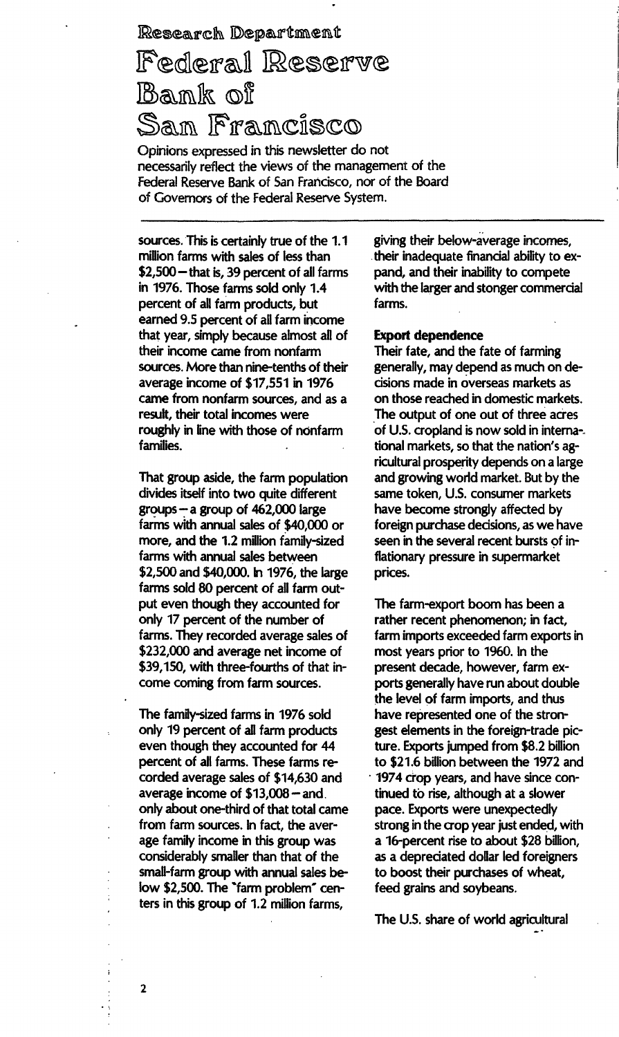sources. This is certainly true of the 1.1 million farms with sales of less than $2,500 – that is, 39 percent of all farms in 1976. Those farms sold only 1.4 percent of all farm products, but earned 9.5 percent of all farm income that year, simply because almost all of their income came from nonfarm sources. More than nine-tenths of their average income of $17,551 in 1976 came from nonfarm sources, and as a result, their total incomes were roughly in line with those of nonfarm families.

That group aside, the farm population divides itself into two quite different groups – a group of 462,000 large farms with annual sales of $40,000 or more, and the 1.2 million family-sized farms with annual sales between $2,500 and $40,000. In 1976, the large farms sold 80 percent of all farm output even though they accounted for only 17 percent of the number of farms. They recorded average sales of $232,000 and average net income of $39,150, with three-fourths of that income coming from farm sources.

The family-sized farms in 1976 sold only 19 percent of all farm products even though they accounted for 44 percent of all farms. These farms recorded average sales of $14,630 and average income of $13,008 – and only about one-third of that total came from farm sources. In fact, the average family income in this group was considerably smaller than that of the small-farm group with annual sales below $2,500. The "farm problem" centers in this group of 1.2 million farms, giving their below-average incomes, their inadequate financial ability to expand, and their inability to compete with the larger and stonger commercial farms.

**Export dependence**

Their fate, and the fate of farming generally, may depend as much on decisions made in overseas markets as on those reached in domestic markets. The output of one out of three acres of U.S. cropland is now sold in international markets, so that the nation's agricultural prosperity depends on a large and growing world market. But by the same token, U.S. consumer markets have become strongly affected by foreign purchase decisions, as we have seen in the several recent bursts of inflationary pressure in supermarket prices.

The farm-export boom has been a rather recent phenomenon; in fact, farm imports exceeded farm exports in most years prior to 1960. In the present decade, however, farm exports generally have run about double the level of farm imports, and thus have represented one of the strongest elements in the foreign-trade picture. Exports jumped from $8.2 billion to $21.6 billion between the 1972 and 1974 crop years, and have since continued to rise, although at a slower pace. Exports were unexpectedly strong in the crop year just ended, with a 16-percent rise to about $28 billion, as a depreciated dollar led foreigners to boost their purchases of wheat, feed grains and soybeans.

The U.S. share of world agricultural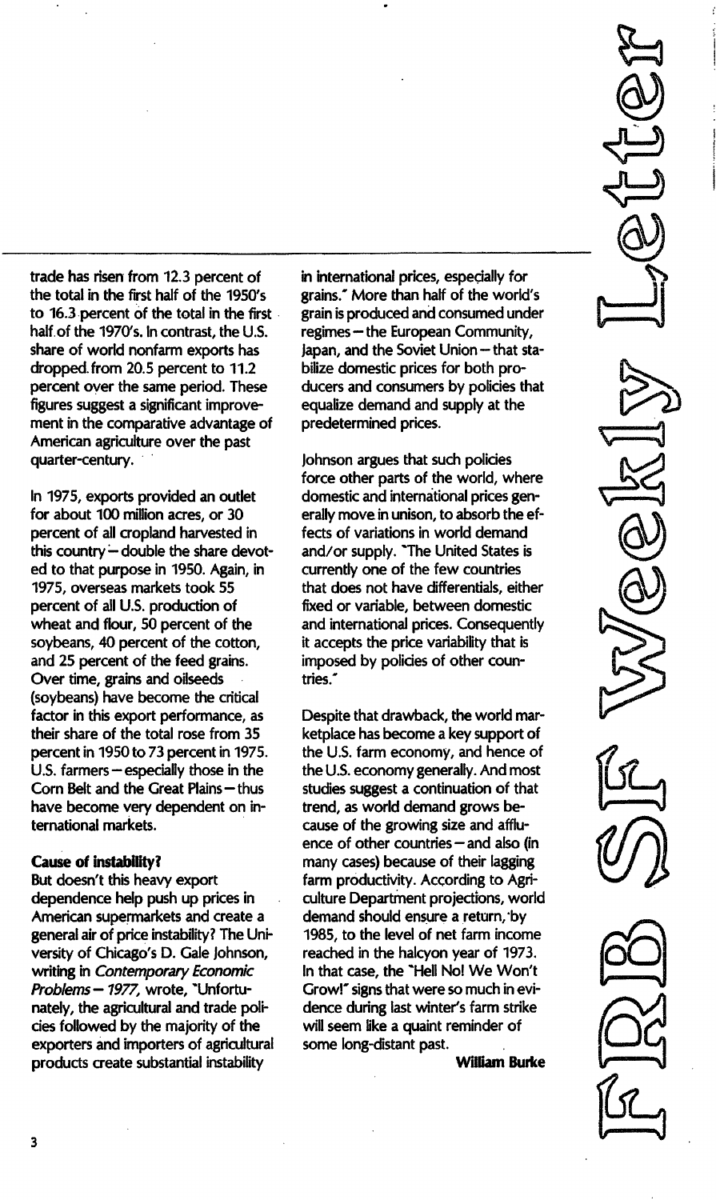trade has risen from 12.3 percent of the total in the first half of the 1950's to 16.3 percent of the total in the first half of the 1970's. In contrast, the U.S. share of world nonfarm exports has dropped from 20.5 percent to 11.2 percent over the same period. These figures suggest a significant improvement in the comparative advantage of American agriculture over the past quarter-century.

In 1975, exports provided an outlet for about 100 million acres, or 30 percent of all cropland harvested in this country—double the share devoted to that purpose in 1950. Again, in 1975, overseas markets took 55 percent of all U.S. production of wheat and flour, 50 percent of the soybeans, 40 percent of the cotton, and 25 percent of the feed grains. Over time, grains and oilseeds (soybeans) have become the critical factor in this export performance, as their share of the total rose from 35 percent in 1950 to 73 percent in 1975. U.S. farmers—especially those in the Corn Belt and the Great Plains—thus have become very dependent on international markets.

**Cause of instability?**

But doesn't this heavy export dependence help push up prices in American supermarkets and create a general air of price instability? The University of Chicago's D. Gale Johnson, writing in *Contemporary Economic Problems—1977*, wrote, "Unfortunately, the agricultural and trade policies followed by the majority of the exporters and importers of agricultural products create substantial instability in international prices, especially for grains." More than half of the world's grain is produced and consumed under regimes—the European Community, Japan, and the Soviet Union—that stabilize domestic prices for both producers and consumers by policies that equalize demand and supply at the predetermined prices.

Johnson argues that such policies force other parts of the world, where domestic and international prices generally move in unison, to absorb the effects of variations in world demand and/or supply. "The United States is currently one of the few countries that does not have differentials, either fixed or variable, between domestic and international prices. Consequently it accepts the price variability that is imposed by policies of other countries."

Despite that drawback, the world marketplace has become a key support of the U.S. farm economy, and hence of the U.S. economy generally. And most studies suggest a continuation of that trend, as world demand grows because of the growing size and affluence of other countries—and also (in many cases) because of their lagging farm productivity. According to Agriculture Department projections, world demand should ensure a return, by 1985, to the level of net farm income reached in the halcyon year of 1973. In that case, the "Hell No! We Won't Grow!" signs that were so much in evidence during last winter's farm strike will seem like a quaint reminder of some long-distant past.

**William Burke**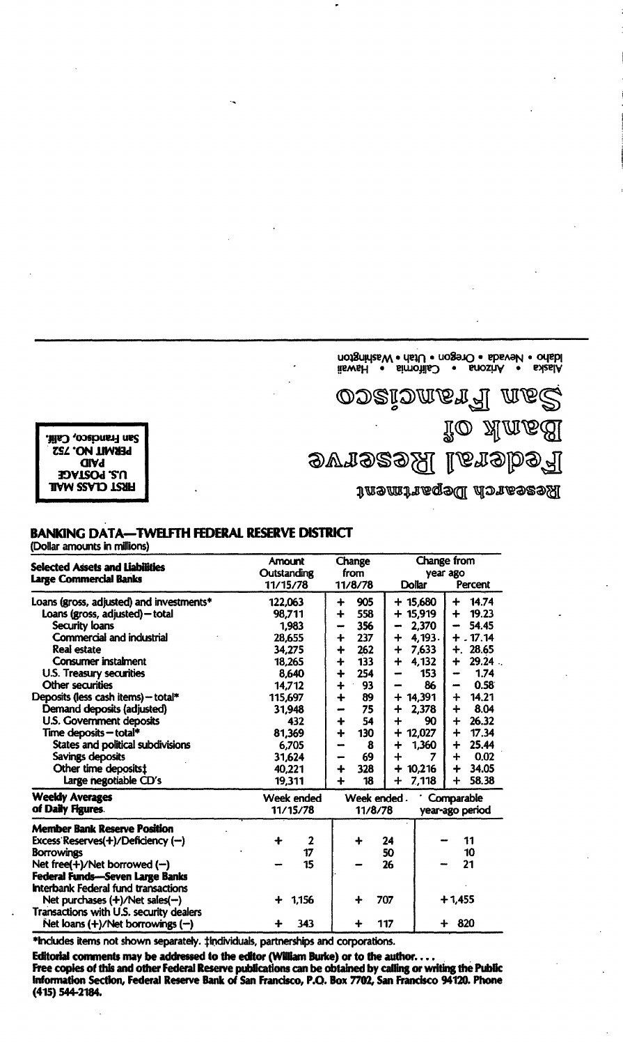Research Department

Federal Reserve

Bank of

San Francisco

Alaska • Arizona • California • Hawaii

Idaho • Nevada • Oregon • Utah • Washington

FIRST CLASS MAIL
U.S. POSTAGE
PAID
PERMIT NO. 752
San Francisco, Calif.

## BANKING DATA—TWELFTH FEDERAL RESERVE DISTRICT

(Dollar amounts in millions)

| Selected Assets and Liabilities Large Commercial Banks | Amount Outstanding 11/15/78 | Change from 11/8/78 | Change from year ago Dollar | Percent |
|---|---|---|---|---|
| Loans (gross, adjusted) and investments* | 122,063 | + 905 | + 15,680 | + 14.74 |
| Loans (gross, adjusted)—total | 98,711 | + 558 | + 15,919 | + 19.23 |
| Security loans | 1,983 | − 356 | − 2,370 | − 54.45 |
| Commercial and industrial | 28,655 | + 237 | + 4,193 | + 17.14 |
| Real estate | 34,275 | + 262 | + 7,633 | + 28.65 |
| Consumer instalment | 18,265 | + 133 | + 4,132 | + 29.24 |
| U.S. Treasury securities | 8,640 | + 254 | − 153 | − 1.74 |
| Other securities | 14,712 | + 93 | − 86 | − 0.58 |
| Deposits (less cash items)—total* | 115,697 | + 89 | + 14,391 | + 14.21 |
| Demand deposits (adjusted) | 31,948 | − 75 | + 2,378 | + 8.04 |
| U.S. Government deposits | 432 | + 54 | + 90 | + 26.32 |
| Time deposits—total* | 81,369 | + 130 | + 12,027 | + 17.34 |
| States and political subdivisions | 6,705 | − 8 | + 1,360 | + 25.44 |
| Savings deposits | 31,624 | − 69 | + 7 | + 0.02 |
| Other time deposits‡ | 40,221 | + 328 | + 10,216 | + 34.05 |
| Large negotiable CD's | 19,311 | + 18 | + 7,118 | + 58.38 |

| Weekly Averages of Daily Figures | Week ended 11/15/78 | Week ended 11/8/78 | Comparable year-ago period |
|---|---|---|---|
| **Member Bank Reserve Position** | | | |
| Excess Reserves(+)/Deficiency (−) | + 2 | + 24 | − 11 |
| Borrowings | 17 | 50 | 10 |
| Net free(+)/Net borrowed (−) | − 15 | − 26 | − 21 |
| **Federal Funds—Seven Large Banks** | | | |
| Interbank Federal fund transactions | | | |
| Net purchases (+)/Net sales(−) | + 1,156 | + 707 | + 1,455 |
| Transactions with U.S. security dealers | | | |
| Net loans (+)/Net borrowings (−) | + 343 | + 117 | + 820 |

*Includes items not shown separately. ‡Individuals, partnerships and corporations.

**Editorial comments may be addressed to the editor (William Burke) or to the author....**
**Free copies of this and other Federal Reserve publications can be obtained by calling or writing the Public Information Section, Federal Reserve Bank of San Francisco, P.O. Box 7702, San Francisco 94120. Phone (415) 544-2184.**